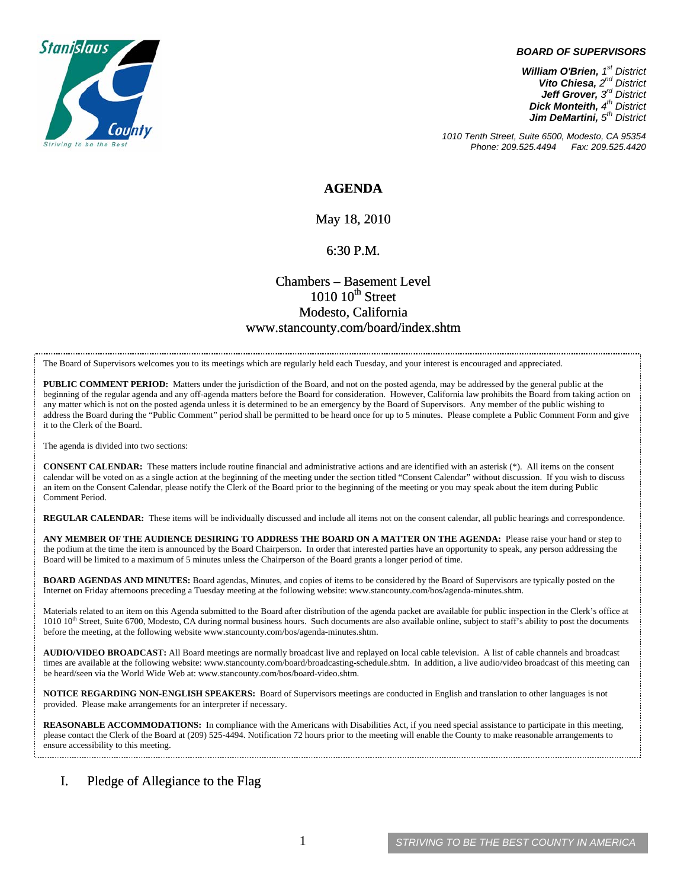Stanislaus County
Striving to be the Best

**BOARD OF SUPERVISORS**

***William O'Brien,*** *1st District*
***Vito Chiesa,*** *2nd District*
***Jeff Grover,*** *3rd District*
***Dick Monteith,*** *4th District*
***Jim DeMartini,*** *5th District*

*1010 Tenth Street, Suite 6500, Modesto, CA 95354*
*Phone: 209.525.4494 Fax: 209.525.4420*

# AGENDA

May 18, 2010

6:30 P.M.

Chambers – Basement Level
1010 10th Street
Modesto, California
www.stancounty.com/board/index.shtm

The Board of Supervisors welcomes you to its meetings which are regularly held each Tuesday, and your interest is encouraged and appreciated.

**PUBLIC COMMENT PERIOD:** Matters under the jurisdiction of the Board, and not on the posted agenda, may be addressed by the general public at the beginning of the regular agenda and any off-agenda matters before the Board for consideration. However, California law prohibits the Board from taking action on any matter which is not on the posted agenda unless it is determined to be an emergency by the Board of Supervisors. Any member of the public wishing to address the Board during the "Public Comment" period shall be permitted to be heard once for up to 5 minutes. Please complete a Public Comment Form and give it to the Clerk of the Board.

The agenda is divided into two sections:

**CONSENT CALENDAR:** These matters include routine financial and administrative actions and are identified with an asterisk (*). All items on the consent calendar will be voted on as a single action at the beginning of the meeting under the section titled "Consent Calendar" without discussion. If you wish to discuss an item on the Consent Calendar, please notify the Clerk of the Board prior to the beginning of the meeting or you may speak about the item during Public Comment Period.

**REGULAR CALENDAR:** These items will be individually discussed and include all items not on the consent calendar, all public hearings and correspondence.

**ANY MEMBER OF THE AUDIENCE DESIRING TO ADDRESS THE BOARD ON A MATTER ON THE AGENDA:** Please raise your hand or step to the podium at the time the item is announced by the Board Chairperson. In order that interested parties have an opportunity to speak, any person addressing the Board will be limited to a maximum of 5 minutes unless the Chairperson of the Board grants a longer period of time.

**BOARD AGENDAS AND MINUTES:** Board agendas, Minutes, and copies of items to be considered by the Board of Supervisors are typically posted on the Internet on Friday afternoons preceding a Tuesday meeting at the following website: www.stancounty.com/bos/agenda-minutes.shtm.

Materials related to an item on this Agenda submitted to the Board after distribution of the agenda packet are available for public inspection in the Clerk's office at 1010 10th Street, Suite 6700, Modesto, CA during normal business hours. Such documents are also available online, subject to staff's ability to post the documents before the meeting, at the following website www.stancounty.com/bos/agenda-minutes.shtm.

**AUDIO/VIDEO BROADCAST:** All Board meetings are normally broadcast live and replayed on local cable television. A list of cable channels and broadcast times are available at the following website: www.stancounty.com/board/broadcasting-schedule.shtm. In addition, a live audio/video broadcast of this meeting can be heard/seen via the World Wide Web at: www.stancounty.com/bos/board-video.shtm.

**NOTICE REGARDING NON-ENGLISH SPEAKERS:** Board of Supervisors meetings are conducted in English and translation to other languages is not provided. Please make arrangements for an interpreter if necessary.

**REASONABLE ACCOMMODATIONS:** In compliance with the Americans with Disabilities Act, if you need special assistance to participate in this meeting, please contact the Clerk of the Board at (209) 525-4494. Notification 72 hours prior to the meeting will enable the County to make reasonable arrangements to ensure accessibility to this meeting.

## I. Pledge of Allegiance to the Flag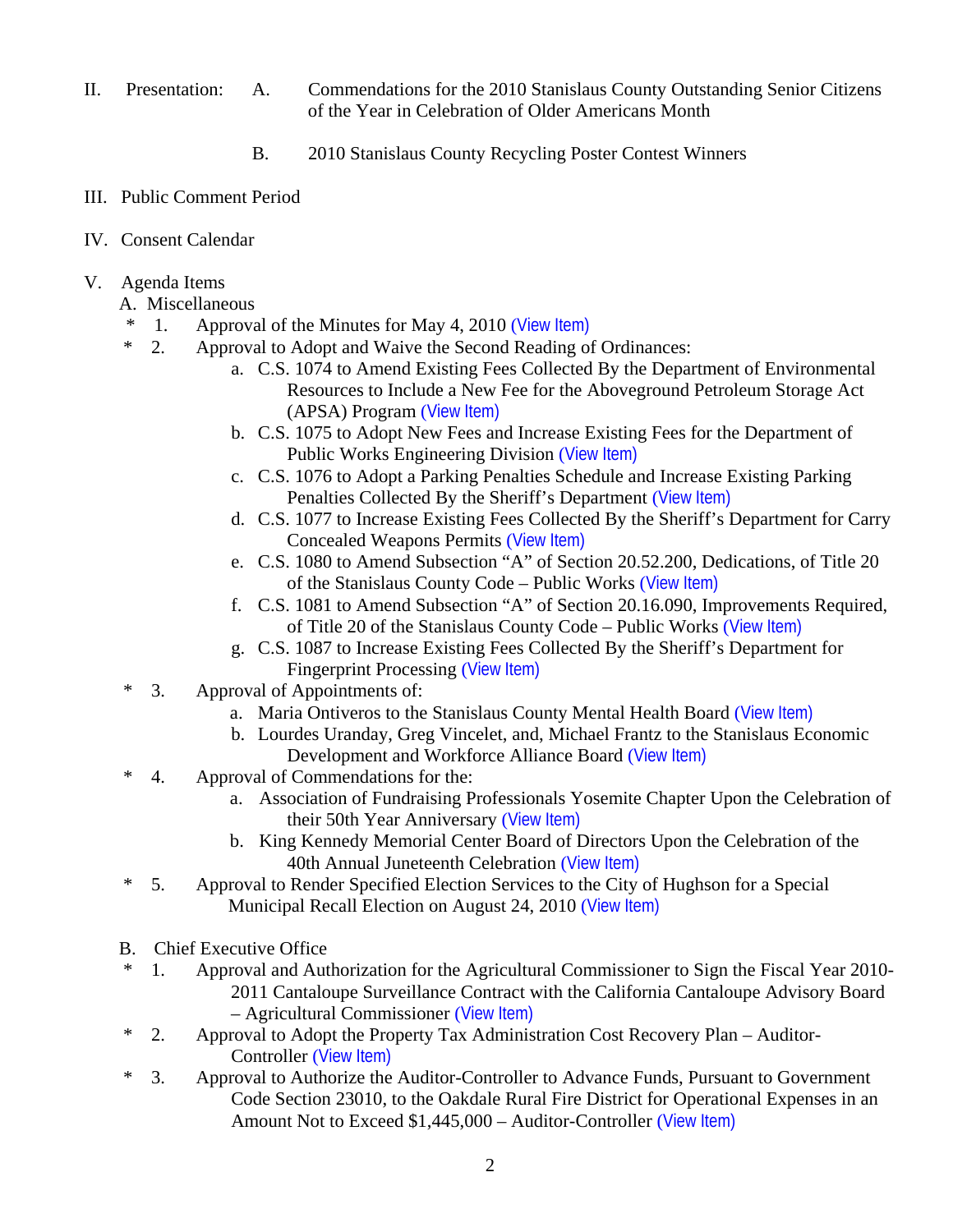II. Presentation: A. Commendations for the 2010 Stanislaus County Outstanding Senior Citizens of the Year in Celebration of Older Americans Month

B. 2010 Stanislaus County Recycling Poster Contest Winners

III. Public Comment Period

IV. Consent Calendar

V. Agenda Items

A. Miscellaneous

- \* 1. Approval of the Minutes for May 4, 2010 (View Item)
- \* 2. Approval to Adopt and Waive the Second Reading of Ordinances:
  - a. C.S. 1074 to Amend Existing Fees Collected By the Department of Environmental Resources to Include a New Fee for the Aboveground Petroleum Storage Act (APSA) Program (View Item)
  - b. C.S. 1075 to Adopt New Fees and Increase Existing Fees for the Department of Public Works Engineering Division (View Item)
  - c. C.S. 1076 to Adopt a Parking Penalties Schedule and Increase Existing Parking Penalties Collected By the Sheriff's Department (View Item)
  - d. C.S. 1077 to Increase Existing Fees Collected By the Sheriff's Department for Carry Concealed Weapons Permits (View Item)
  - e. C.S. 1080 to Amend Subsection "A" of Section 20.52.200, Dedications, of Title 20 of the Stanislaus County Code – Public Works (View Item)
  - f. C.S. 1081 to Amend Subsection "A" of Section 20.16.090, Improvements Required, of Title 20 of the Stanislaus County Code – Public Works (View Item)
  - g. C.S. 1087 to Increase Existing Fees Collected By the Sheriff's Department for Fingerprint Processing (View Item)
- \* 3. Approval of Appointments of:
  - a. Maria Ontiveros to the Stanislaus County Mental Health Board (View Item)
  - b. Lourdes Uranday, Greg Vincelet, and, Michael Frantz to the Stanislaus Economic Development and Workforce Alliance Board (View Item)
- \* 4. Approval of Commendations for the:
  - a. Association of Fundraising Professionals Yosemite Chapter Upon the Celebration of their 50th Year Anniversary (View Item)
  - b. King Kennedy Memorial Center Board of Directors Upon the Celebration of the 40th Annual Juneteenth Celebration (View Item)
- \* 5. Approval to Render Specified Election Services to the City of Hughson for a Special Municipal Recall Election on August 24, 2010 (View Item)

B. Chief Executive Office

- \* 1. Approval and Authorization for the Agricultural Commissioner to Sign the Fiscal Year 2010-2011 Cantaloupe Surveillance Contract with the California Cantaloupe Advisory Board – Agricultural Commissioner (View Item)
- \* 2. Approval to Adopt the Property Tax Administration Cost Recovery Plan – Auditor-Controller (View Item)
- \* 3. Approval to Authorize the Auditor-Controller to Advance Funds, Pursuant to Government Code Section 23010, to the Oakdale Rural Fire District for Operational Expenses in an Amount Not to Exceed $1,445,000 – Auditor-Controller (View Item)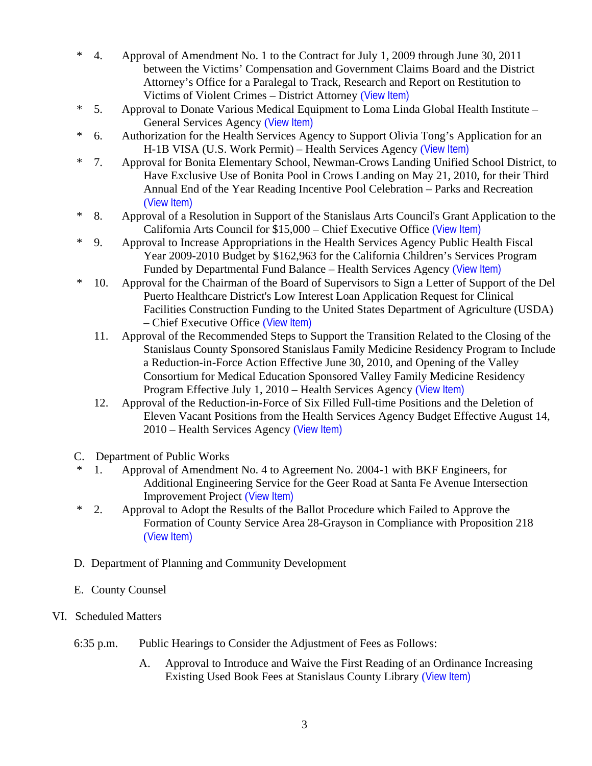\* 4. Approval of Amendment No. 1 to the Contract for July 1, 2009 through June 30, 2011 between the Victims' Compensation and Government Claims Board and the District Attorney's Office for a Paralegal to Track, Research and Report on Restitution to Victims of Violent Crimes – District Attorney (View Item)

\* 5. Approval to Donate Various Medical Equipment to Loma Linda Global Health Institute – General Services Agency (View Item)

\* 6. Authorization for the Health Services Agency to Support Olivia Tong's Application for an H-1B VISA (U.S. Work Permit) – Health Services Agency (View Item)

\* 7. Approval for Bonita Elementary School, Newman-Crows Landing Unified School District, to Have Exclusive Use of Bonita Pool in Crows Landing on May 21, 2010, for their Third Annual End of the Year Reading Incentive Pool Celebration – Parks and Recreation (View Item)

\* 8. Approval of a Resolution in Support of the Stanislaus Arts Council's Grant Application to the California Arts Council for $15,000 – Chief Executive Office (View Item)

\* 9. Approval to Increase Appropriations in the Health Services Agency Public Health Fiscal Year 2009-2010 Budget by $162,963 for the California Children's Services Program Funded by Departmental Fund Balance – Health Services Agency (View Item)

\* 10. Approval for the Chairman of the Board of Supervisors to Sign a Letter of Support of the Del Puerto Healthcare District's Low Interest Loan Application Request for Clinical Facilities Construction Funding to the United States Department of Agriculture (USDA) – Chief Executive Office (View Item)

11. Approval of the Recommended Steps to Support the Transition Related to the Closing of the Stanislaus County Sponsored Stanislaus Family Medicine Residency Program to Include a Reduction-in-Force Action Effective June 30, 2010, and Opening of the Valley Consortium for Medical Education Sponsored Valley Family Medicine Residency Program Effective July 1, 2010 – Health Services Agency (View Item)

12. Approval of the Reduction-in-Force of Six Filled Full-time Positions and the Deletion of Eleven Vacant Positions from the Health Services Agency Budget Effective August 14, 2010 – Health Services Agency (View Item)

C. Department of Public Works

\* 1. Approval of Amendment No. 4 to Agreement No. 2004-1 with BKF Engineers, for Additional Engineering Service for the Geer Road at Santa Fe Avenue Intersection Improvement Project (View Item)

\* 2. Approval to Adopt the Results of the Ballot Procedure which Failed to Approve the Formation of County Service Area 28-Grayson in Compliance with Proposition 218 (View Item)

D. Department of Planning and Community Development

E. County Counsel

VI. Scheduled Matters

6:35 p.m. Public Hearings to Consider the Adjustment of Fees as Follows:

A. Approval to Introduce and Waive the First Reading of an Ordinance Increasing Existing Used Book Fees at Stanislaus County Library (View Item)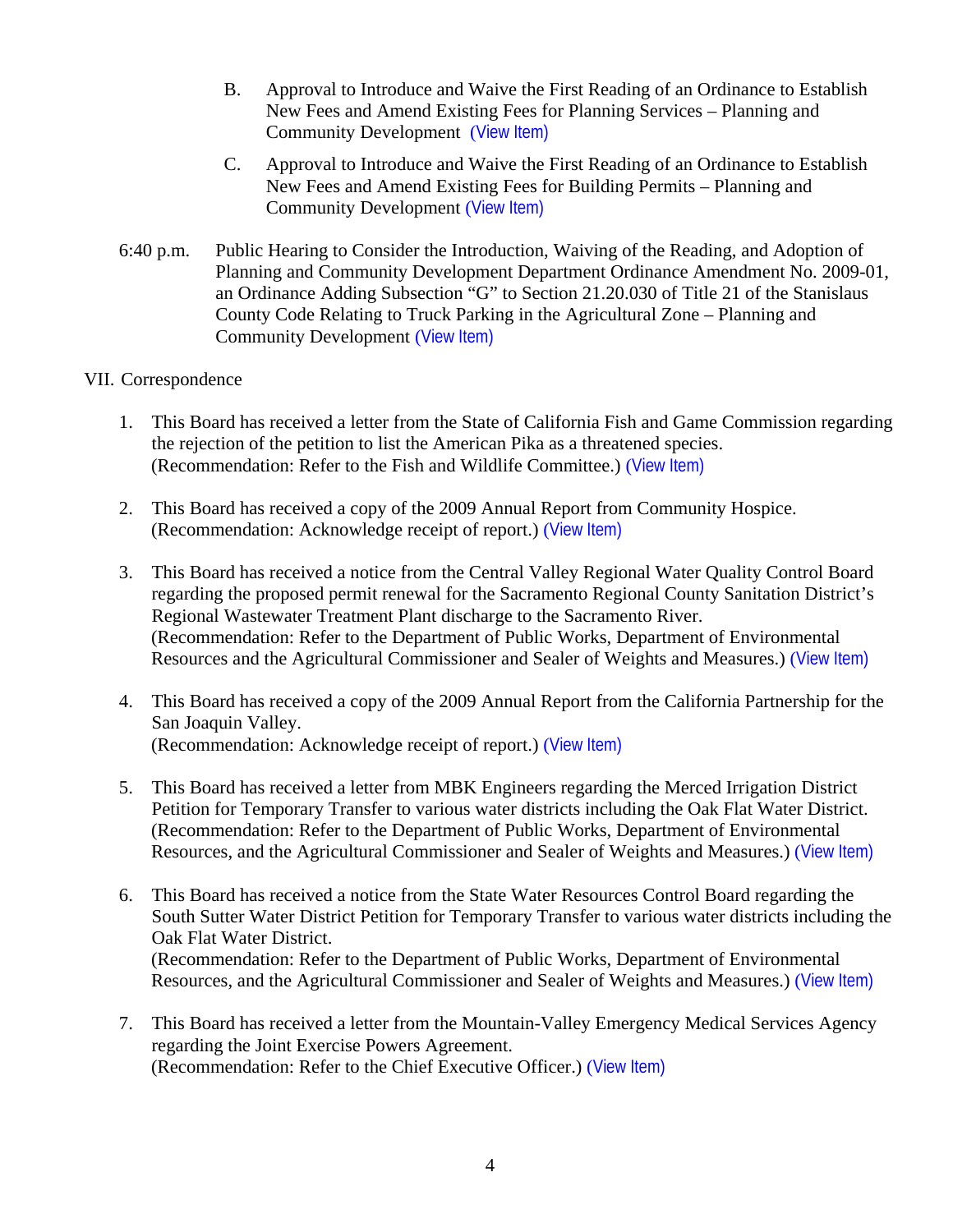B. Approval to Introduce and Waive the First Reading of an Ordinance to Establish New Fees and Amend Existing Fees for Planning Services – Planning and Community Development (View Item)

C. Approval to Introduce and Waive the First Reading of an Ordinance to Establish New Fees and Amend Existing Fees for Building Permits – Planning and Community Development (View Item)

6:40 p.m. Public Hearing to Consider the Introduction, Waiving of the Reading, and Adoption of Planning and Community Development Department Ordinance Amendment No. 2009-01, an Ordinance Adding Subsection "G" to Section 21.20.030 of Title 21 of the Stanislaus County Code Relating to Truck Parking in the Agricultural Zone – Planning and Community Development (View Item)

VII. Correspondence

1. This Board has received a letter from the State of California Fish and Game Commission regarding the rejection of the petition to list the American Pika as a threatened species. (Recommendation: Refer to the Fish and Wildlife Committee.) (View Item)

2. This Board has received a copy of the 2009 Annual Report from Community Hospice. (Recommendation: Acknowledge receipt of report.) (View Item)

3. This Board has received a notice from the Central Valley Regional Water Quality Control Board regarding the proposed permit renewal for the Sacramento Regional County Sanitation District's Regional Wastewater Treatment Plant discharge to the Sacramento River. (Recommendation: Refer to the Department of Public Works, Department of Environmental Resources and the Agricultural Commissioner and Sealer of Weights and Measures.) (View Item)

4. This Board has received a copy of the 2009 Annual Report from the California Partnership for the San Joaquin Valley. (Recommendation: Acknowledge receipt of report.) (View Item)

5. This Board has received a letter from MBK Engineers regarding the Merced Irrigation District Petition for Temporary Transfer to various water districts including the Oak Flat Water District. (Recommendation: Refer to the Department of Public Works, Department of Environmental Resources, and the Agricultural Commissioner and Sealer of Weights and Measures.) (View Item)

6. This Board has received a notice from the State Water Resources Control Board regarding the South Sutter Water District Petition for Temporary Transfer to various water districts including the Oak Flat Water District. (Recommendation: Refer to the Department of Public Works, Department of Environmental Resources, and the Agricultural Commissioner and Sealer of Weights and Measures.) (View Item)

7. This Board has received a letter from the Mountain-Valley Emergency Medical Services Agency regarding the Joint Exercise Powers Agreement. (Recommendation: Refer to the Chief Executive Officer.) (View Item)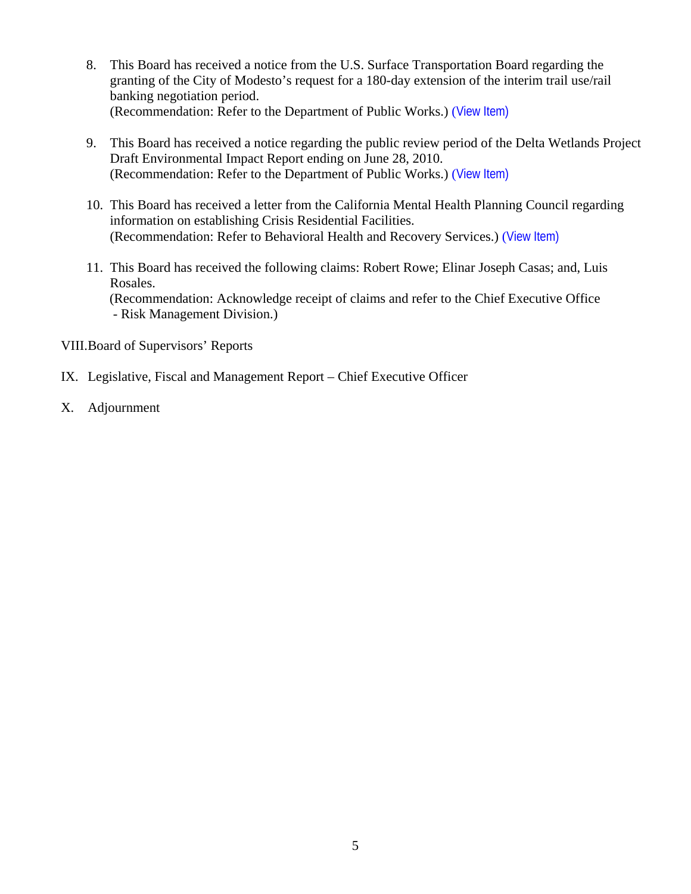8. This Board has received a notice from the U.S. Surface Transportation Board regarding the granting of the City of Modesto's request for a 180-day extension of the interim trail use/rail banking negotiation period.
   (Recommendation: Refer to the Department of Public Works.) (View Item)

9. This Board has received a notice regarding the public review period of the Delta Wetlands Project Draft Environmental Impact Report ending on June 28, 2010.
   (Recommendation: Refer to the Department of Public Works.) (View Item)

10. This Board has received a letter from the California Mental Health Planning Council regarding information on establishing Crisis Residential Facilities.
    (Recommendation: Refer to Behavioral Health and Recovery Services.) (View Item)

11. This Board has received the following claims: Robert Rowe; Elinar Joseph Casas; and, Luis Rosales.
    (Recommendation: Acknowledge receipt of claims and refer to the Chief Executive Office - Risk Management Division.)

VIII. Board of Supervisors' Reports

IX. Legislative, Fiscal and Management Report – Chief Executive Officer

X. Adjournment